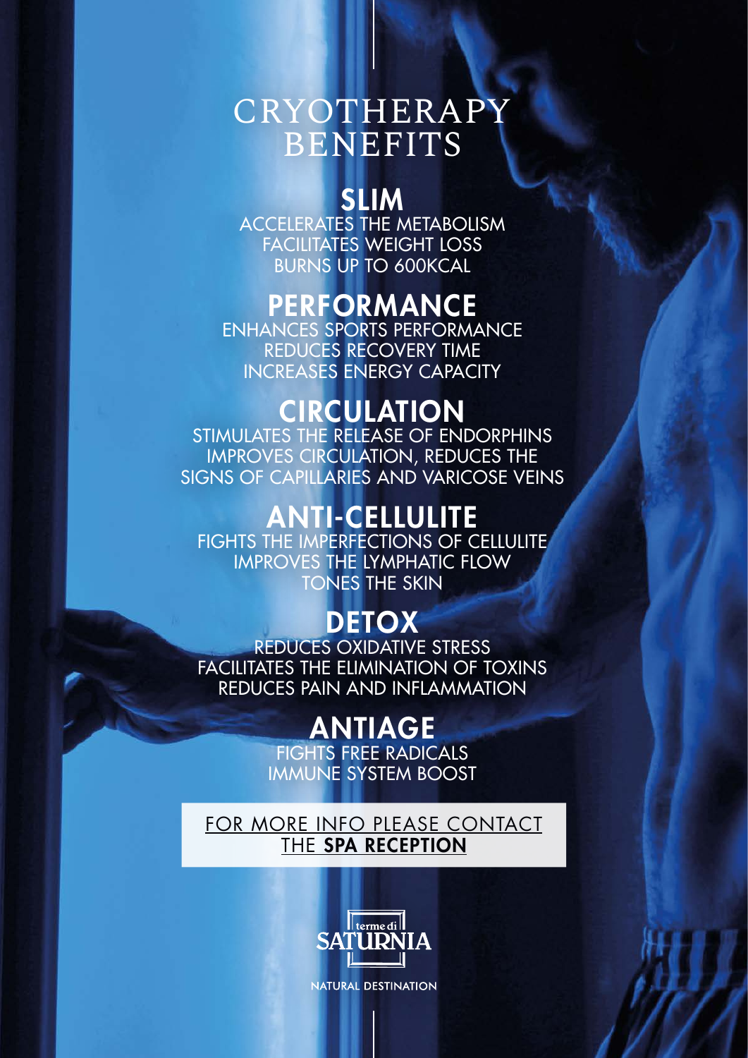# CRYOTHERAPY BENEFITS

## SLIM

ACCELERATES THE METABOLISM
FACILITATES WEIGHT LOSS
BURNS UP TO 600KCAL

## PERFORMANCE

ENHANCES SPORTS PERFORMANCE
REDUCES RECOVERY TIME
INCREASES ENERGY CAPACITY

## CIRCULATION

STIMULATES THE RELEASE OF ENDORPHINS
IMPROVES CIRCULATION, REDUCES THE SIGNS OF CAPILLARIES AND VARICOSE VEINS

## ANTI-CELLULITE

FIGHTS THE IMPERFECTIONS OF CELLULITE
IMPROVES THE LYMPHATIC FLOW
TONES THE SKIN

## DETOX

REDUCES OXIDATIVE STRESS
FACILITATES THE ELIMINATION OF TOXINS
REDUCES PAIN AND INFLAMMATION

## ANTIAGE

FIGHTS FREE RADICALS
IMMUNE SYSTEM BOOST

FOR MORE INFO PLEASE CONTACT THE **SPA RECEPTION**

terme di SATURNIA

NATURAL DESTINATION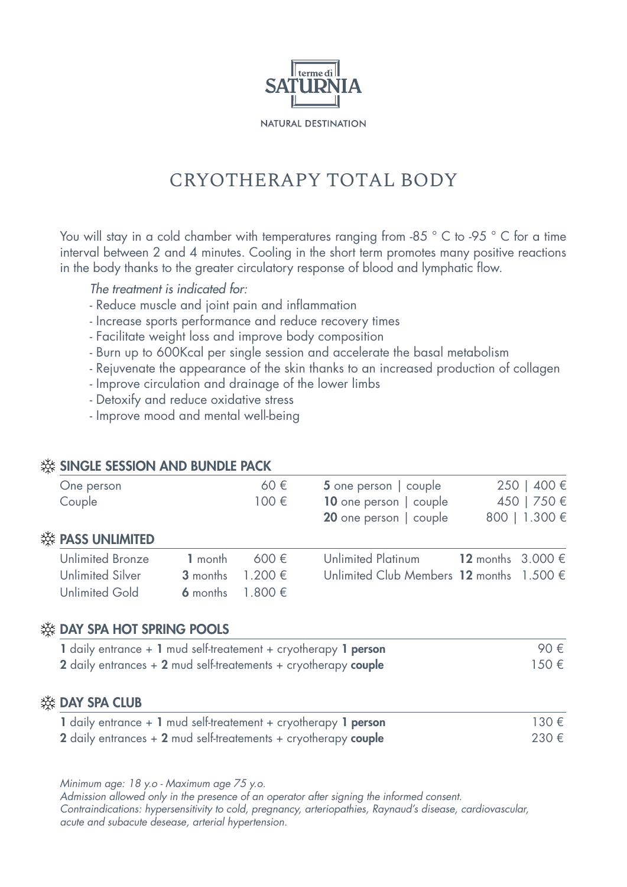terme di SATURNIA

NATURAL DESTINATION

# CRYOTHERAPY TOTAL BODY

You will stay in a cold chamber with temperatures ranging from -85 ° C to -95 ° C for a time interval between 2 and 4 minutes. Cooling in the short term promotes many positive reactions in the body thanks to the greater circulatory response of blood and lymphatic flow.

*The treatment is indicated for:*

- Reduce muscle and joint pain and inflammation
- Increase sports performance and reduce recovery times
- Facilitate weight loss and improve body composition
- Burn up to 600Kcal per single session and accelerate the basal metabolism
- Rejuvenate the appearance of the skin thanks to an increased production of collagen
- Improve circulation and drainage of the lower limbs
- Detoxify and reduce oxidative stress
- Improve mood and mental well-being

## SINGLE SESSION AND BUNDLE PACK

| | | | |
|---|---|---|---|
| One person | 60 € | **5** one person \| couple | 250 \| 400 € |
| Couple | 100 € | **10** one person \| couple | 450 \| 750 € |
| | | **20** one person \| couple | 800 \| 1.300 € |

## PASS UNLIMITED

| | | | | | |
|---|---|---|---|---|---|
| Unlimited Bronze | **1** month | 600 € | Unlimited Platinum | **12** months | 3.000 € |
| Unlimited Silver | **3** months | 1.200 € | Unlimited Club Members | **12** months | 1.500 € |
| Unlimited Gold | **6** months | 1.800 € | | | |

## DAY SPA HOT SPRING POOLS

| | |
|---|---|
| **1** daily entrance + **1** mud self-treatement + cryotherapy **1 person** | 90 € |
| **2** daily entrances + **2** mud self-treatements + cryotherapy **couple** | 150 € |

## DAY SPA CLUB

| | |
|---|---|
| **1** daily entrance + **1** mud self-treatement + cryotherapy **1 person** | 130 € |
| **2** daily entrances + **2** mud self-treatements + cryotherapy **couple** | 230 € |

*Minimum age: 18 y.o - Maximum age 75 y.o.*
*Admission allowed only in the presence of an operator after signing the informed consent.*
*Contraindications: hypersensitivity to cold, pregnancy, arteriopathies, Raynaud's disease, cardiovascular, acute and subacute desease, arterial hypertension.*